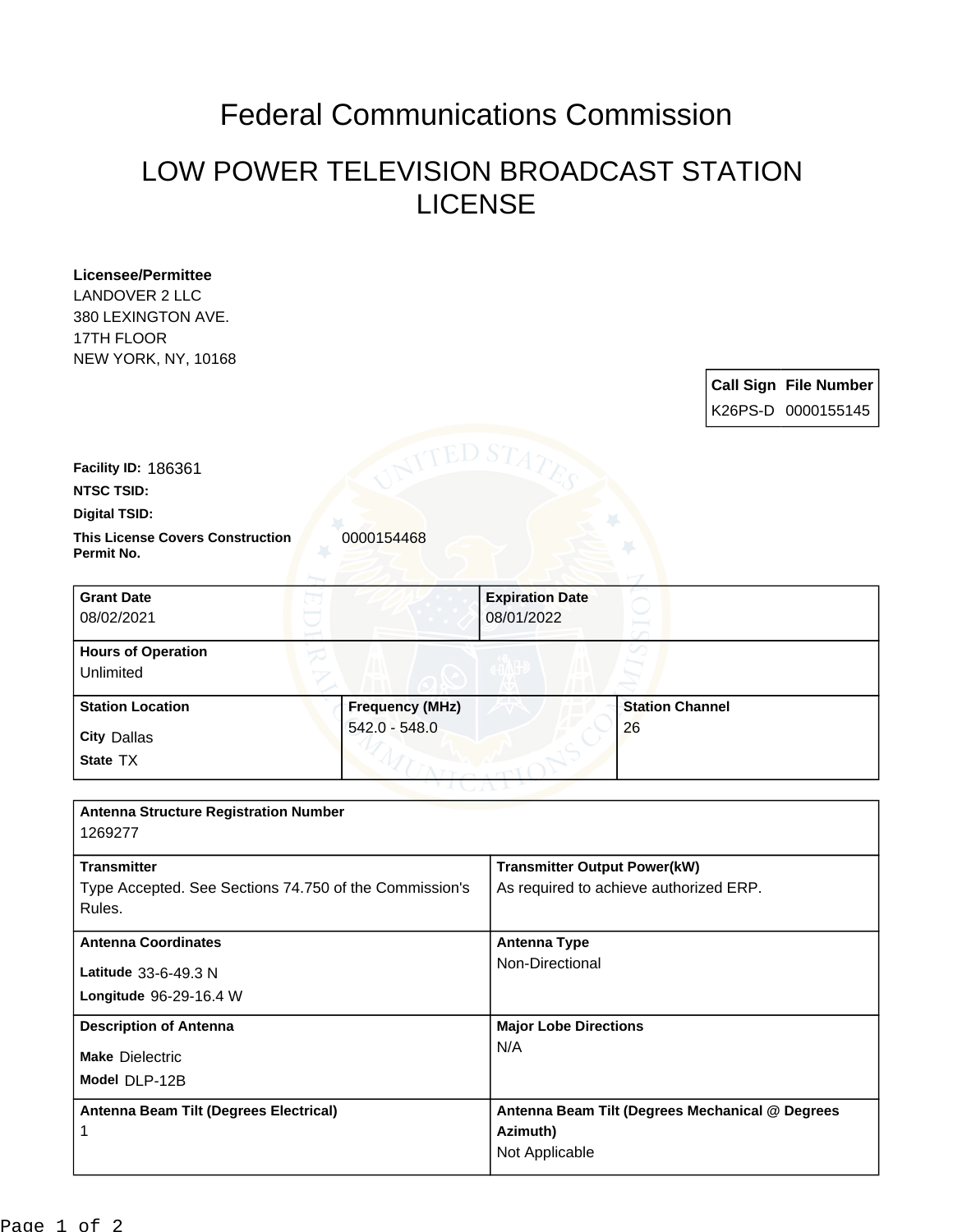# Federal Communications Commission

## LOW POWER TELEVISION BROADCAST STATION LICENSE

**Licensee/Permittee**
LANDOVER 2 LLC
380 LEXINGTON AVE.
17TH FLOOR
NEW YORK, NY, 10168

| Call Sign | File Number |
|---|---|
| K26PS-D | 0000155145 |

**Facility ID:** 186361

**NTSC TSID:**

**Digital TSID:**

**This License Covers Construction Permit No.** 0000154468

| Grant Date | Expiration Date |
|---|---|
| 08/02/2021 | 08/01/2022 |

**Hours of Operation**
Unlimited

| Station Location | Frequency (MHz) | Station Channel |
|---|---|---|
| City Dallas<br>State TX | 542.0 - 548.0 | 26 |

**Antenna Structure Registration Number**
1269277

| Transmitter | Transmitter Output Power(kW) |
|---|---|
| Type Accepted. See Sections 74.750 of the Commission's Rules. | As required to achieve authorized ERP. |

| Antenna Coordinates | Antenna Type |
|---|---|
| Latitude 33-6-49.3 N<br>Longitude 96-29-16.4 W | Non-Directional |

| Description of Antenna | Major Lobe Directions |
|---|---|
| Make Dielectric<br>Model DLP-12B | N/A |

| Antenna Beam Tilt (Degrees Electrical) | Antenna Beam Tilt (Degrees Mechanical @ Degrees Azimuth) |
|---|---|
| 1 | Not Applicable |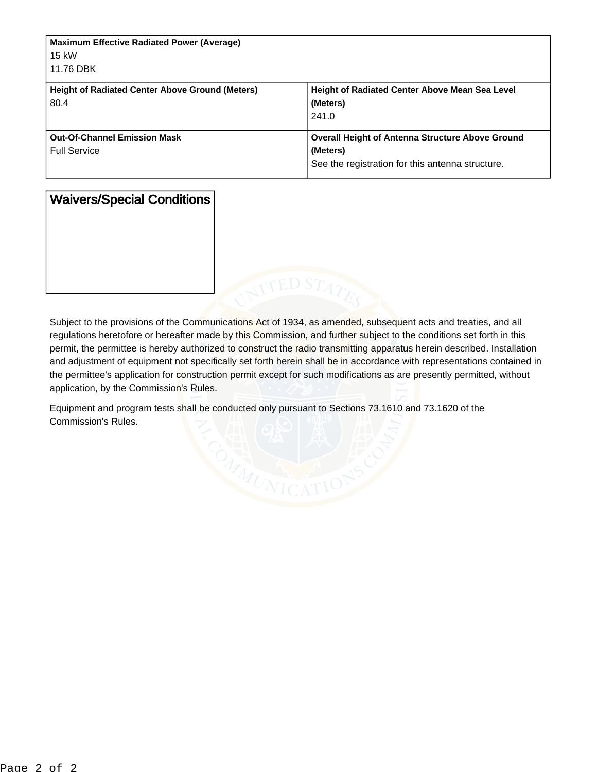| | |
|---|---|
| **Maximum Effective Radiated Power (Average)**<br>15 kW<br>11.76 DBK | |
| **Height of Radiated Center Above Ground (Meters)**<br>80.4 | **Height of Radiated Center Above Mean Sea Level (Meters)**<br>241.0 |
| **Out-Of-Channel Emission Mask**<br>Full Service | **Overall Height of Antenna Structure Above Ground (Meters)**<br>See the registration for this antenna structure. |

## Waivers/Special Conditions

Subject to the provisions of the Communications Act of 1934, as amended, subsequent acts and treaties, and all regulations heretofore or hereafter made by this Commission, and further subject to the conditions set forth in this permit, the permittee is hereby authorized to construct the radio transmitting apparatus herein described. Installation and adjustment of equipment not specifically set forth herein shall be in accordance with representations contained in the permittee's application for construction permit except for such modifications as are presently permitted, without application, by the Commission's Rules.

Equipment and program tests shall be conducted only pursuant to Sections 73.1610 and 73.1620 of the Commission's Rules.